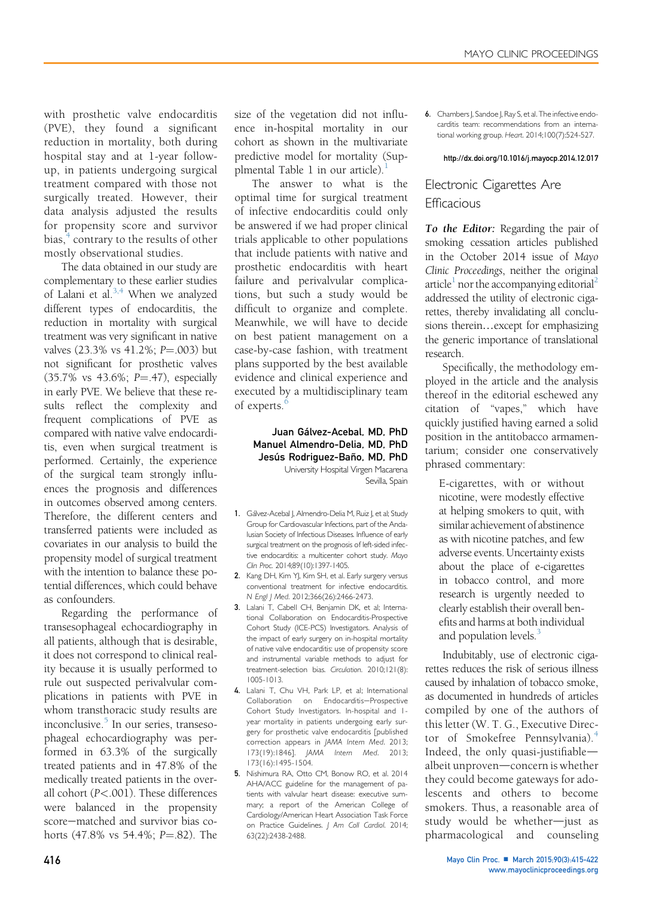with prosthetic valve endocarditis (PVE), they found a significant reduction in mortality, both during hospital stay and at 1-year follow-up, in patients undergoing surgical treatment compared with those not surgically treated. However, their data analysis adjusted the results for propensity score and survivor bias,[4] contrary to the results of other mostly observational studies.

The data obtained in our study are complementary to these earlier studies of Lalani et al.[3,4] When we analyzed different types of endocarditis, the reduction in mortality with surgical treatment was very significant in native valves (23.3% vs 41.2%; $P$=.003) but not significant for prosthetic valves (35.7% vs 43.6%; $P$=.47), especially in early PVE. We believe that these results reflect the complexity and frequent complications of PVE as compared with native valve endocarditis, even when surgical treatment is performed. Certainly, the experience of the surgical team strongly influences the prognosis and differences in outcomes observed among centers. Therefore, the different centers and transferred patients were included as covariates in our analysis to build the propensity model of surgical treatment with the intention to balance these potential differences, which could behave as confounders.

Regarding the performance of transesophageal echocardiography in all patients, although that is desirable, it does not correspond to clinical reality because it is usually performed to rule out suspected perivalvular complications in patients with PVE in whom transthoracic study results are inconclusive.[5] In our series, transesophageal echocardiography was performed in 63.3% of the surgically treated patients and in 47.8% of the medically treated patients in the overall cohort ($P$<.001). These differences were balanced in the propensity score–matched and survivor bias cohorts (47.8% vs 54.4%; $P$=.82). The size of the vegetation did not influence in-hospital mortality in our cohort as shown in the multivariate predictive model for mortality (Supplmental Table 1 in our article).[1]

The answer to what is the optimal time for surgical treatment of infective endocarditis could only be answered if we had proper clinical trials applicable to other populations that include patients with native and prosthetic endocarditis with heart failure and perivalvular complications, but such a study would be difficult to organize and complete. Meanwhile, we will have to decide on best patient management on a case-by-case fashion, with treatment plans supported by the best available evidence and clinical experience and executed by a multidisciplinary team of experts.[6]

**Juan Gálvez-Acebal, MD, PhD**
**Manuel Almendro-Delia, MD, PhD**
**Jesús Rodriguez-Baño, MD, PhD**
University Hospital Virgen Macarena
Sevilla, Spain

1. Gálvez-Acebal J, Almendro-Delia M, Ruiz J, et al; Study Group for Cardiovascular Infections, part of the Andalusian Society of Infectious Diseases. Influence of early surgical treatment on the prognosis of left-sided infective endocarditis: a multicenter cohort study. *Mayo Clin Proc*. 2014;89(10):1397-1405.
2. Kang DH, Kim YJ, Kim SH, et al. Early surgery versus conventional treatment for infective endocarditis. *N Engl J Med*. 2012;366(26):2466-2473.
3. Lalani T, Cabell CH, Benjamin DK, et al; International Collaboration on Endocarditis-Prospective Cohort Study (ICE-PCS) Investigators. Analysis of the impact of early surgery on in-hospital mortality of native valve endocarditis: use of propensity score and instrumental variable methods to adjust for treatment-selection bias. *Circulation*. 2010;121(8):1005-1013.
4. Lalani T, Chu VH, Park LP, et al; International Collaboration on Endocarditis–Prospective Cohort Study Investigators. In-hospital and 1-year mortality in patients undergoing early surgery for prosthetic valve endocarditis [published correction appears in *JAMA Intern Med*. 2013;173(19):1846]. *JAMA Intern Med*. 2013;173(16):1495-1504.
5. Nishimura RA, Otto CM, Bonow RO, et al. 2014 AHA/ACC guideline for the management of patients with valvular heart disease: executive summary; a report of the American College of Cardiology/American Heart Association Task Force on Practice Guidelines. *J Am Coll Cardiol*. 2014;63(22):2438-2488.
6. Chambers J, Sandoe J, Ray S, et al. The infective endocarditis team: recommendations from an international working group. *Heart*. 2014;100(7):524-527.

http://dx.doi.org/10.1016/j.mayocp.2014.12.017

## Electronic Cigarettes Are Efficacious

***To the Editor:*** Regarding the pair of smoking cessation articles published in the October 2014 issue of *Mayo Clinic Proceedings*, neither the original article[1] nor the accompanying editorial[2] addressed the utility of electronic cigarettes, thereby invalidating all conclusions therein…except for emphasizing the generic importance of translational research.

Specifically, the methodology employed in the article and the analysis thereof in the editorial eschewed any citation of "vapes," which have quickly justified having earned a solid position in the antitobacco armamentarium; consider one conservatively phrased commentary:

> E-cigarettes, with or without nicotine, were modestly effective at helping smokers to quit, with similar achievement of abstinence as with nicotine patches, and few adverse events. Uncertainty exists about the place of e-cigarettes in tobacco control, and more research is urgently needed to clearly establish their overall benefits and harms at both individual and population levels.[3]

Indubitably, use of electronic cigarettes reduces the risk of serious illness caused by inhalation of tobacco smoke, as documented in hundreds of articles compiled by one of the authors of this letter (W. T. G., Executive Director of Smokefree Pennsylvania).[4] Indeed, the only quasi-justifiable—albeit unproven—concern is whether they could become gateways for adolescents and others to become smokers. Thus, a reasonable area of study would be whether—just as pharmacological and counseling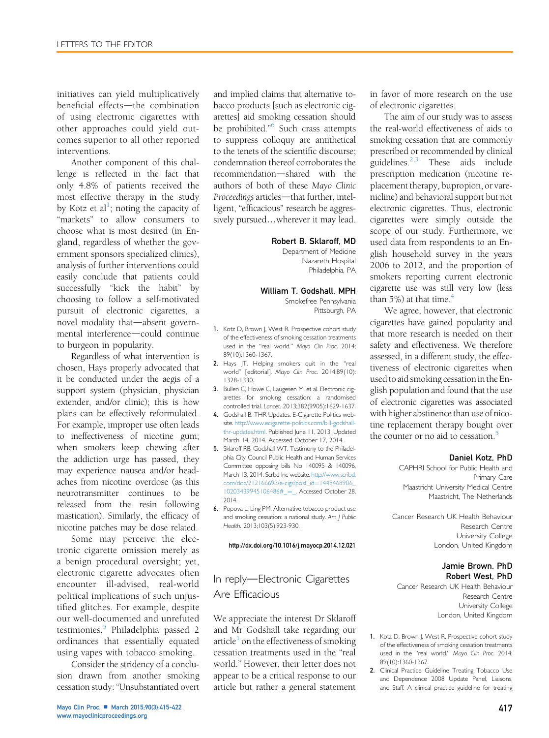initiatives can yield multiplicatively beneficial effects—the combination of using electronic cigarettes with other approaches could yield outcomes superior to all other reported interventions.

Another component of this challenge is reflected in the fact that only 4.8% of patients received the most effective therapy in the study by Kotz et al[1]; noting the capacity of "markets" to allow consumers to choose what is most desired (in England, regardless of whether the government sponsors specialized clinics), analysis of further interventions could easily conclude that patients could successfully "kick the habit" by choosing to follow a self-motivated pursuit of electronic cigarettes, a novel modality that—absent governmental interference—could continue to burgeon in popularity.

Regardless of what intervention is chosen, Hays properly advocated that it be conducted under the aegis of a support system (physician, physician extender, and/or clinic); this is how plans can be effectively reformulated. For example, improper use often leads to ineffectiveness of nicotine gum; when smokers keep chewing after the addiction urge has passed, they may experience nausea and/or headaches from nicotine overdose (as this neurotransmitter continues to be released from the resin following mastication). Similarly, the efficacy of nicotine patches may be dose related.

Some may perceive the electronic cigarette omission merely as a benign procedural oversight; yet, electronic cigarette advocates often encounter ill-advised, real-world political implications of such unjustified glitches. For example, despite our well-documented and unrefuted testimonies,[5] Philadelphia passed 2 ordinances that essentially equated using vapes with tobacco smoking.

Consider the stridency of a conclusion drawn from another smoking cessation study: "Unsubstantiated overt and implied claims that alternative tobacco products [such as electronic cigarettes] aid smoking cessation should be prohibited."[6] Such crass attempts to suppress colloquy are antithetical to the tenets of the scientific discourse; condemnation thereof corroborates the recommendation—shared with the authors of both of these *Mayo Clinic Proceedings* articles—that further, intelligent, "efficacious" research be aggressively pursued…wherever it may lead.

**Robert B. Sklaroff, MD**
Department of Medicine
Nazareth Hospital
Philadelphia, PA

**William T. Godshall, MPH**
Smokefree Pennsylvania
Pittsburgh, PA

1. Kotz D, Brown J, West R. Prospective cohort study of the effectiveness of smoking cessation treatments used in the "real world." *Mayo Clin Proc.* 2014; 89(10):1360-1367.
2. Hays JT. Helping smokers quit in the "real world" [editorial]. *Mayo Clin Proc.* 2014;89(10): 1328-1330.
3. Bullen C, Howe C, Laugesen M, et al. Electronic cigarettes for smoking cessation: a randomised controlled trial. *Lancet.* 2013;382(9905):1629-1637.
4. Godshall B. THR Updates. E-Cigarette Politics website. http://www.ecigarette-politics.com/bill-godshall-thr-updates.html. Published June 11, 2013. Updated March 14, 2014. Accessed October 17, 2014.
5. Sklaroff RB, Godshall WT. Testimony to the Philadelphia City Council Public Health and Human Services Committee opposing bills No 140095 & 140096, March 13, 2014. Scrbd Inc website. http://www.scribd.com/doc/212166693/e-cigs?post_id=1448468906_10203439945106486#_=_. Accessed October 28, 2014.
6. Popova L, Ling PM. Alternative tobacco product use and smoking cessation: a national study. *Am J Public Health.* 2013;103(5):923-930.

http://dx.doi.org/10.1016/j.mayocp.2014.12.021

## In reply—Electronic Cigarettes Are Efficacious

We appreciate the interest Dr Sklaroff and Mr Godshall take regarding our article[1] on the effectiveness of smoking cessation treatments used in the "real world." However, their letter does not appear to be a critical response to our article but rather a general statement in favor of more research on the use of electronic cigarettes.

The aim of our study was to assess the real-world effectiveness of aids to smoking cessation that are commonly prescribed or recommended by clinical guidelines.[2,3] These aids include prescription medication (nicotine replacement therapy, bupropion, or varenicline) and behavioral support but not electronic cigarettes. Thus, electronic cigarettes were simply outside the scope of our study. Furthermore, we used data from respondents to an English household survey in the years 2006 to 2012, and the proportion of smokers reporting current electronic cigarette use was still very low (less than 5%) at that time.[4]

We agree, however, that electronic cigarettes have gained popularity and that more research is needed on their safety and effectiveness. We therefore assessed, in a different study, the effectiveness of electronic cigarettes when used to aid smoking cessation in the English population and found that the use of electronic cigarettes was associated with higher abstinence than use of nicotine replacement therapy bought over the counter or no aid to cessation.[5]

**Daniel Kotz, PhD**
CAPHRI School for Public Health and Primary Care
Maastricht University Medical Centre
Maastricht, The Netherlands

Cancer Research UK Health Behaviour Research Centre
University College
London, United Kingdom

**Jamie Brown, PhD**
**Robert West, PhD**
Cancer Research UK Health Behaviour Research Centre
University College
London, United Kingdom

1. Kotz D, Brown J, West R. Prospective cohort study of the effectiveness of smoking cessation treatments used in the "real world." *Mayo Clin Proc.* 2014; 89(10):1360-1367.
2. Clinical Practice Guideline Treating Tobacco Use and Dependence 2008 Update Panel, Liaisons, and Staff. A clinical practice guideline for treating